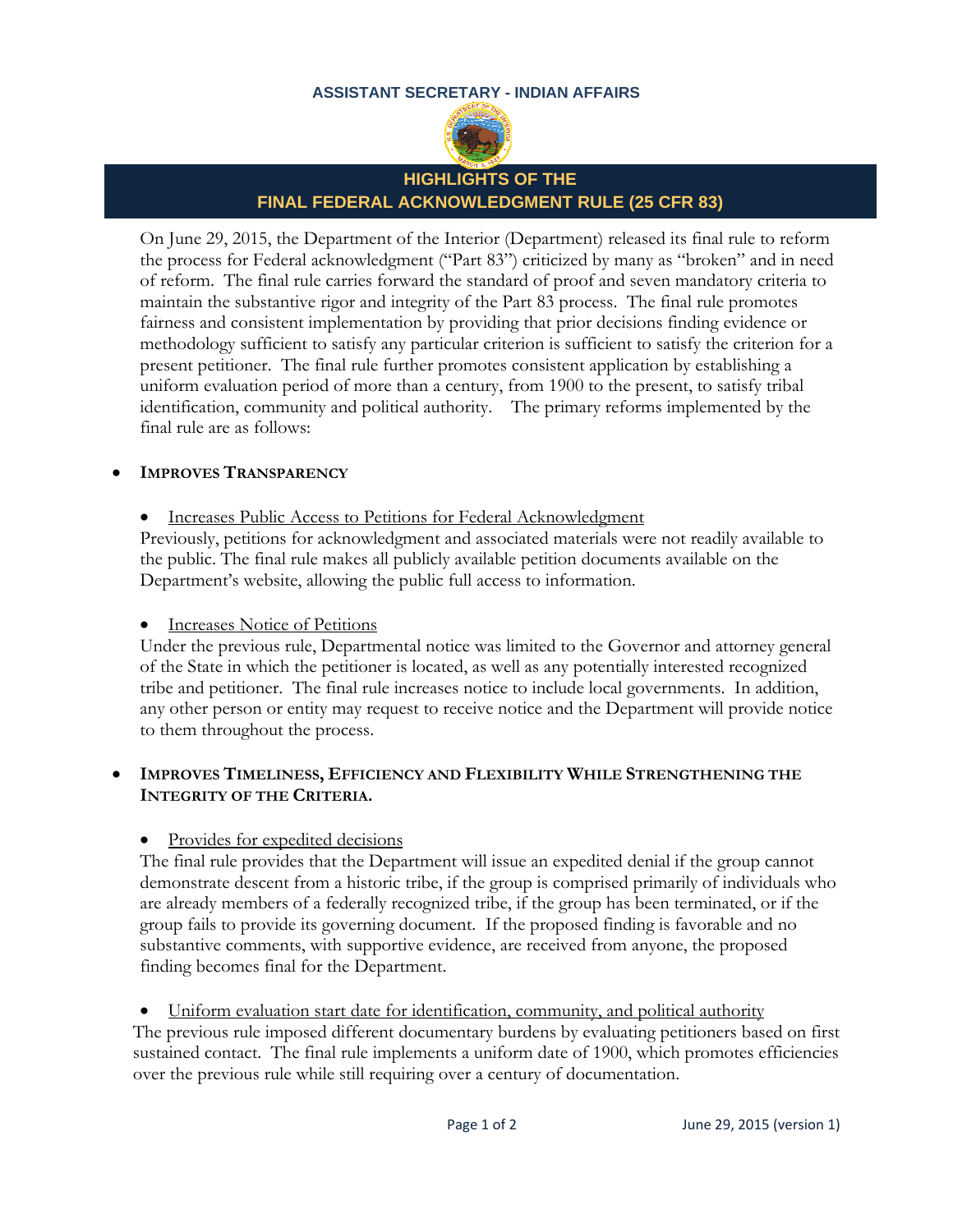**ASSISTANT SECRETARY - INDIAN AFFAIRS**

# HIGHLIGHTS OF THE FINAL FEDERAL ACKNOWLEDGMENT RULE (25 CFR 83)

On June 29, 2015, the Department of the Interior (Department) released its final rule to reform the process for Federal acknowledgment ("Part 83") criticized by many as "broken" and in need of reform. The final rule carries forward the standard of proof and seven mandatory criteria to maintain the substantive rigor and integrity of the Part 83 process. The final rule promotes fairness and consistent implementation by providing that prior decisions finding evidence or methodology sufficient to satisfy any particular criterion is sufficient to satisfy the criterion for a present petitioner. The final rule further promotes consistent application by establishing a uniform evaluation period of more than a century, from 1900 to the present, to satisfy tribal identification, community and political authority. The primary reforms implemented by the final rule are as follows:

- **IMPROVES TRANSPARENCY**

  - Increases Public Access to Petitions for Federal Acknowledgment

  Previously, petitions for acknowledgment and associated materials were not readily available to the public. The final rule makes all publicly available petition documents available on the Department's website, allowing the public full access to information.

  - Increases Notice of Petitions

  Under the previous rule, Departmental notice was limited to the Governor and attorney general of the State in which the petitioner is located, as well as any potentially interested recognized tribe and petitioner. The final rule increases notice to include local governments. In addition, any other person or entity may request to receive notice and the Department will provide notice to them throughout the process.

- **IMPROVES TIMELINESS, EFFICIENCY AND FLEXIBILITY WHILE STRENGTHENING THE INTEGRITY OF THE CRITERIA.**

  - Provides for expedited decisions

  The final rule provides that the Department will issue an expedited denial if the group cannot demonstrate descent from a historic tribe, if the group is comprised primarily of individuals who are already members of a federally recognized tribe, if the group has been terminated, or if the group fails to provide its governing document. If the proposed finding is favorable and no substantive comments, with supportive evidence, are received from anyone, the proposed finding becomes final for the Department.

  - Uniform evaluation start date for identification, community, and political authority

  The previous rule imposed different documentary burdens by evaluating petitioners based on first sustained contact. The final rule implements a uniform date of 1900, which promotes efficiencies over the previous rule while still requiring over a century of documentation.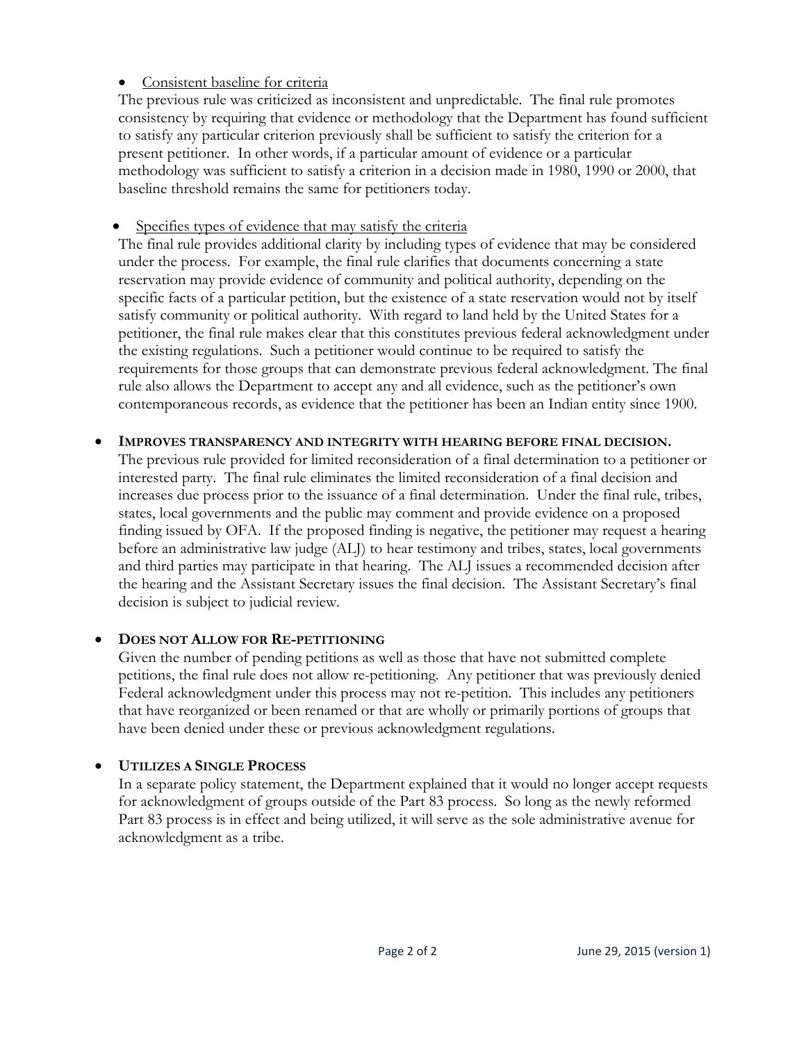- <u>Consistent baseline for criteria</u>

  The previous rule was criticized as inconsistent and unpredictable. The final rule promotes consistency by requiring that evidence or methodology that the Department has found sufficient to satisfy any particular criterion previously shall be sufficient to satisfy the criterion for a present petitioner. In other words, if a particular amount of evidence or a particular methodology was sufficient to satisfy a criterion in a decision made in 1980, 1990 or 2000, that baseline threshold remains the same for petitioners today.

- <u>Specifies types of evidence that may satisfy the criteria</u>

  The final rule provides additional clarity by including types of evidence that may be considered under the process. For example, the final rule clarifies that documents concerning a state reservation may provide evidence of community and political authority, depending on the specific facts of a particular petition, but the existence of a state reservation would not by itself satisfy community or political authority. With regard to land held by the United States for a petitioner, the final rule makes clear that this constitutes previous federal acknowledgment under the existing regulations. Such a petitioner would continue to be required to satisfy the requirements for those groups that can demonstrate previous federal acknowledgment. The final rule also allows the Department to accept any and all evidence, such as the petitioner's own contemporaneous records, as evidence that the petitioner has been an Indian entity since 1900.

- **IMPROVES TRANSPARENCY AND INTEGRITY WITH HEARING BEFORE FINAL DECISION.**

  The previous rule provided for limited reconsideration of a final determination to a petitioner or interested party. The final rule eliminates the limited reconsideration of a final decision and increases due process prior to the issuance of a final determination. Under the final rule, tribes, states, local governments and the public may comment and provide evidence on a proposed finding issued by OFA. If the proposed finding is negative, the petitioner may request a hearing before an administrative law judge (ALJ) to hear testimony and tribes, states, local governments and third parties may participate in that hearing. The ALJ issues a recommended decision after the hearing and the Assistant Secretary issues the final decision. The Assistant Secretary's final decision is subject to judicial review.

- **DOES NOT ALLOW FOR RE-PETITIONING**

  Given the number of pending petitions as well as those that have not submitted complete petitions, the final rule does not allow re-petitioning. Any petitioner that was previously denied Federal acknowledgment under this process may not re-petition. This includes any petitioners that have reorganized or been renamed or that are wholly or primarily portions of groups that have been denied under these or previous acknowledgment regulations.

- **UTILIZES A SINGLE PROCESS**

  In a separate policy statement, the Department explained that it would no longer accept requests for acknowledgment of groups outside of the Part 83 process. So long as the newly reformed Part 83 process is in effect and being utilized, it will serve as the sole administrative avenue for acknowledgment as a tribe.

June 29, 2015 (version 1)